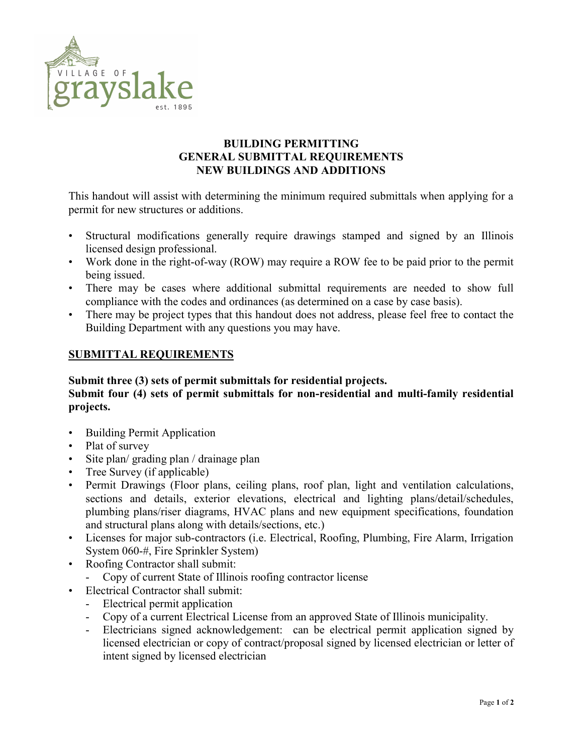VILLAGE OF grayslake est. 1895

# BUILDING PERMITTING
# GENERAL SUBMITTAL REQUIREMENTS
# NEW BUILDINGS AND ADDITIONS

This handout will assist with determining the minimum required submittals when applying for a permit for new structures or additions.

- Structural modifications generally require drawings stamped and signed by an Illinois licensed design professional.
- Work done in the right-of-way (ROW) may require a ROW fee to be paid prior to the permit being issued.
- There may be cases where additional submittal requirements are needed to show full compliance with the codes and ordinances (as determined on a case by case basis).
- There may be project types that this handout does not address, please feel free to contact the Building Department with any questions you may have.

## SUBMITTAL REQUIREMENTS

**Submit three (3) sets of permit submittals for residential projects.**
**Submit four (4) sets of permit submittals for non-residential and multi-family residential projects.**

- Building Permit Application
- Plat of survey
- Site plan/ grading plan / drainage plan
- Tree Survey (if applicable)
- Permit Drawings (Floor plans, ceiling plans, roof plan, light and ventilation calculations, sections and details, exterior elevations, electrical and lighting plans/detail/schedules, plumbing plans/riser diagrams, HVAC plans and new equipment specifications, foundation and structural plans along with details/sections, etc.)
- Licenses for major sub-contractors (i.e. Electrical, Roofing, Plumbing, Fire Alarm, Irrigation System 060-#, Fire Sprinkler System)
- Roofing Contractor shall submit:
  - Copy of current State of Illinois roofing contractor license
- Electrical Contractor shall submit:
  - Electrical permit application
  - Copy of a current Electrical License from an approved State of Illinois municipality.
  - Electricians signed acknowledgement: can be electrical permit application signed by licensed electrician or copy of contract/proposal signed by licensed electrician or letter of intent signed by licensed electrician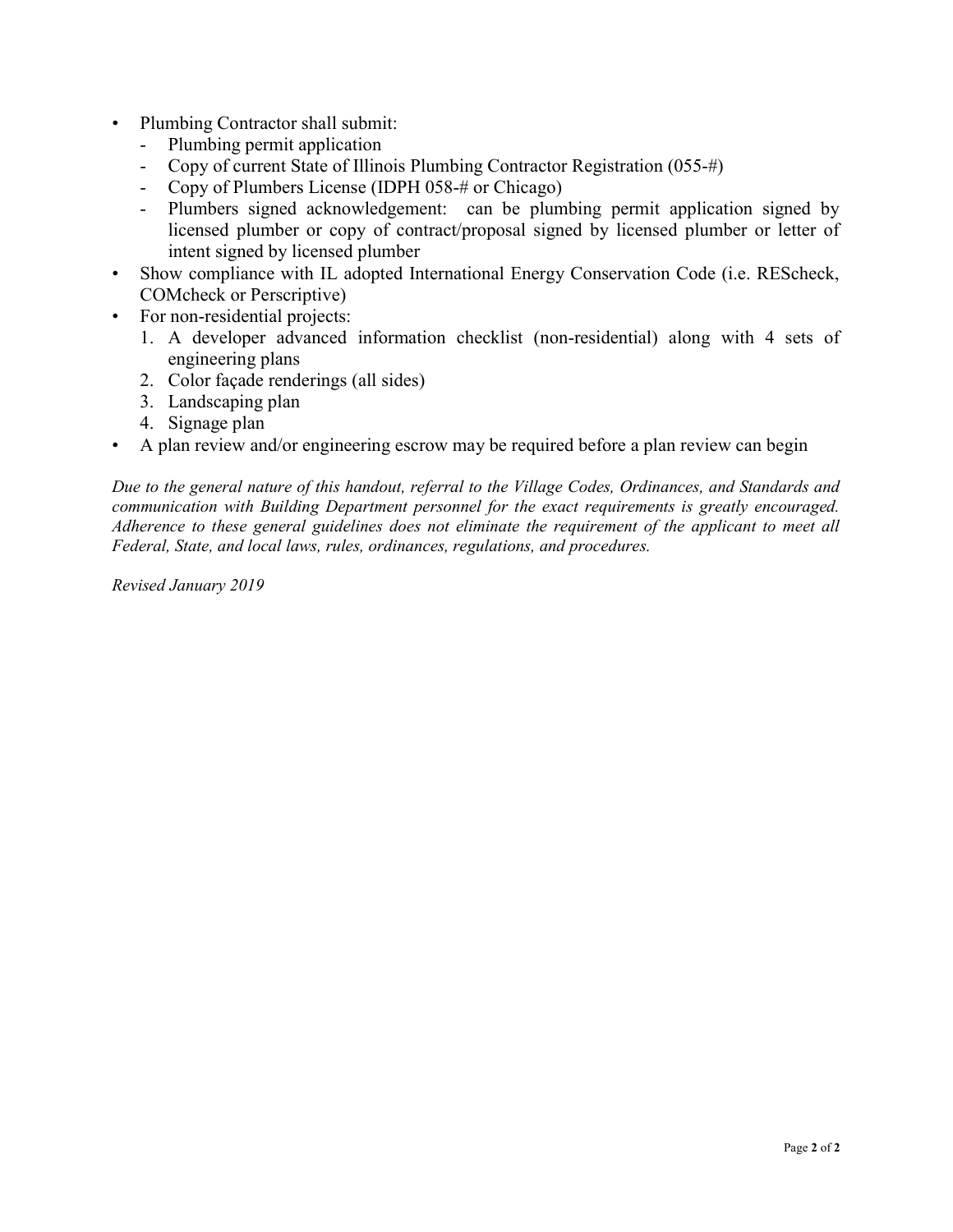- Plumbing Contractor shall submit:
  - Plumbing permit application
  - Copy of current State of Illinois Plumbing Contractor Registration (055-#)
  - Copy of Plumbers License (IDPH 058-# or Chicago)
  - Plumbers signed acknowledgement: can be plumbing permit application signed by licensed plumber or copy of contract/proposal signed by licensed plumber or letter of intent signed by licensed plumber
- Show compliance with IL adopted International Energy Conservation Code (i.e. REScheck, COMcheck or Perscriptive)
- For non-residential projects:
  1. A developer advanced information checklist (non-residential) along with 4 sets of engineering plans
  2. Color façade renderings (all sides)
  3. Landscaping plan
  4. Signage plan
- A plan review and/or engineering escrow may be required before a plan review can begin

*Due to the general nature of this handout, referral to the Village Codes, Ordinances, and Standards and communication with Building Department personnel for the exact requirements is greatly encouraged. Adherence to these general guidelines does not eliminate the requirement of the applicant to meet all Federal, State, and local laws, rules, ordinances, regulations, and procedures.*

*Revised January 2019*